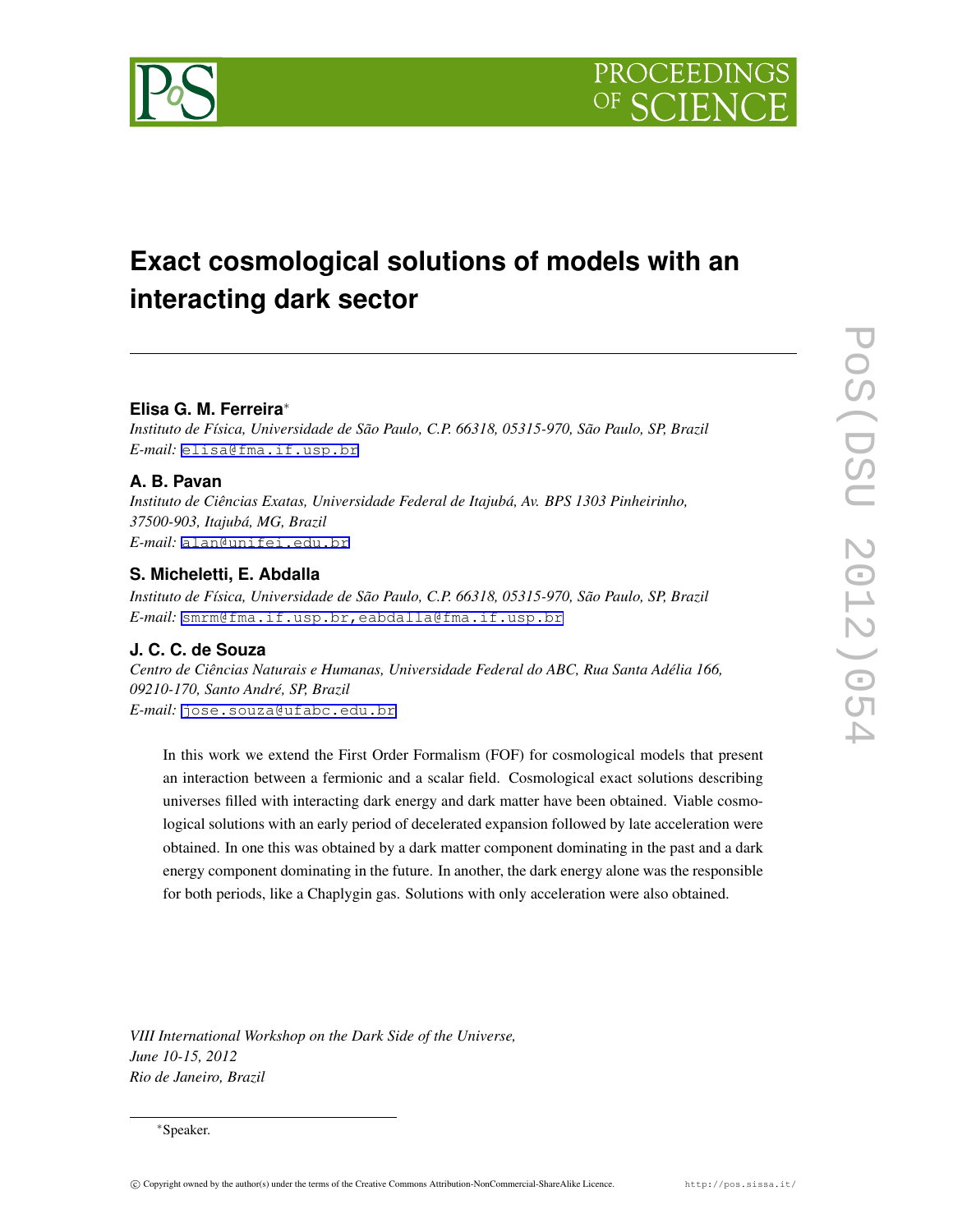# Exact cosmological solutions of models with an interacting dark sector

**Elisa G. M. Ferreira**[*]

*Instituto de Física, Universidade de São Paulo, C.P. 66318, 05315-970, São Paulo, SP, Brazil*
*E-mail:* elisa@fma.if.usp.br

**A. B. Pavan**

*Instituto de Ciências Exatas, Universidade Federal de Itajubá, Av. BPS 1303 Pinheirinho, 37500-903, Itajubá, MG, Brazil*
*E-mail:* alan@unifei.edu.br

**S. Micheletti, E. Abdalla**

*Instituto de Física, Universidade de São Paulo, C.P. 66318, 05315-970, São Paulo, SP, Brazil*
*E-mail:* smrm@fma.if.usp.br,eabdalla@fma.if.usp.br

**J. C. C. de Souza**

*Centro de Ciências Naturais e Humanas, Universidade Federal do ABC, Rua Santa Adélia 166, 09210-170, Santo André, SP, Brazil*
*E-mail:* jose.souza@ufabc.edu.br

In this work we extend the First Order Formalism (FOF) for cosmological models that present an interaction between a fermionic and a scalar field. Cosmological exact solutions describing universes filled with interacting dark energy and dark matter have been obtained. Viable cosmological solutions with an early period of decelerated expansion followed by late acceleration were obtained. In one this was obtained by a dark matter component dominating in the past and a dark energy component dominating in the future. In another, the dark energy alone was the responsible for both periods, like a Chaplygin gas. Solutions with only acceleration were also obtained.

*VIII International Workshop on the Dark Side of the Universe,*
*June 10-15, 2012*
*Rio de Janeiro, Brazil*

[*] Speaker.

© Copyright owned by the author(s) under the terms of the Creative Commons Attribution-NonCommercial-ShareAlike Licence. http://pos.sissa.it/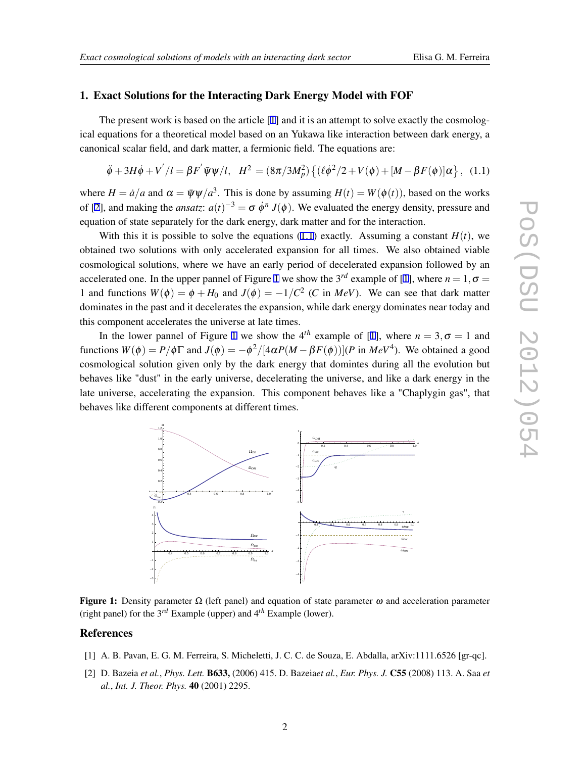## 1. Exact Solutions for the Interacting Dark Energy Model with FOF

The present work is based on the article [1] and it is an attempt to solve exactly the cosmological equations for a theoretical model based on an Yukawa like interaction between dark energy, a canonical scalar field, and dark matter, a fermionic field. The equations are:

$$\ddot{\phi} + 3H\dot{\phi} + V'/l = \beta F' \bar{\psi}\psi/l, \quad H^2 = (8\pi/3M_p^2)\left\{(\ell\dot{\phi}^2/2 + V(\phi) + [M - \beta F(\phi)]\alpha\right\}, \quad (1.1)$$

where $H = \dot{a}/a$ and $\alpha = \bar{\psi}\psi/a^3$. This is done by assuming $H(t) = W(\phi(t))$, based on the works of [2], and making the *ansatz*: $a(t)^{-3} = \sigma\, \dot{\phi}^n\, J(\phi)$. We evaluated the energy density, pressure and equation of state separately for the dark energy, dark matter and for the interaction.

With this it is possible to solve the equations (1.1) exactly. Assuming a constant $H(t)$, we obtained two solutions with only accelerated expansion for all times. We also obtained viable cosmological solutions, where we have an early period of decelerated expansion followed by an accelerated one. In the upper pannel of Figure 1 we show the $3^{rd}$ example of [1], where $n = 1, \sigma = 1$ and functions $W(\phi) = \phi + H_0$ and $J(\phi) = -1/C^2$ ($C$ in $MeV$). We can see that dark matter dominates in the past and it decelerates the expansion, while dark energy dominates near today and this component accelerates the universe at late times.

In the lower pannel of Figure 1 we show the $4^{th}$ example of [1], where $n = 3, \sigma = 1$ and functions $W(\phi) = P/\phi\Gamma$ and $J(\phi) = -\phi^2/[4\alpha P(M - \beta F(\phi))]$($P$ in $MeV^4$). We obtained a good cosmological solution given only by the dark energy that domintes during all the evolution but behaves like "dust" in the early universe, decelerating the universe, and like a dark energy in the late universe, accelerating the expansion. This component behaves like a "Chaplygin gas", that behaves like different components at different times.

Ω
1.2
1.0
0.8
0.6
0.4
0.2
-0.2
0.4
0.6
0.8
1.0
a
$\Omega_{DE}$
$\Omega_{DM}$
$\Omega_{int}$

1
0.2
0.4
0.6
0.8
1.0
a
-1
-2
-3
-4
-5
$\omega_{DM}$
$\omega_{int}$
$\omega_{DE}$
q

Ω
4
3
2
1
0.4
0.5
0.6
0.7
0.8
0.9
1.0
a
-1
-2
-3
$\Omega_{DE}$
$\Omega_{DM}$
$\Omega_{int}$

0.4
0.5
0.6
0.7
0.8
0.9
1.0
a
-1
-2
-3
-4
v
$\omega_{DE}$
$\omega_{int}$
$\omega_{DM}$

**Figure 1:** Density parameter Ω (left panel) and equation of state parameter ω and acceleration parameter (right panel) for the $3^{rd}$ Example (upper) and $4^{th}$ Example (lower).

## References

[1] A. B. Pavan, E. G. M. Ferreira, S. Micheletti, J. C. C. de Souza, E. Abdalla, arXiv:1111.6526 [gr-qc].

[2] D. Bazeia *et al.*, *Phys. Lett.* **B633,** (2006) 415. D. Bazeia*et al.*, *Eur. Phys. J.* **C55** (2008) 113. A. Saa *et al.*, *Int. J. Theor. Phys.* **40** (2001) 2295.